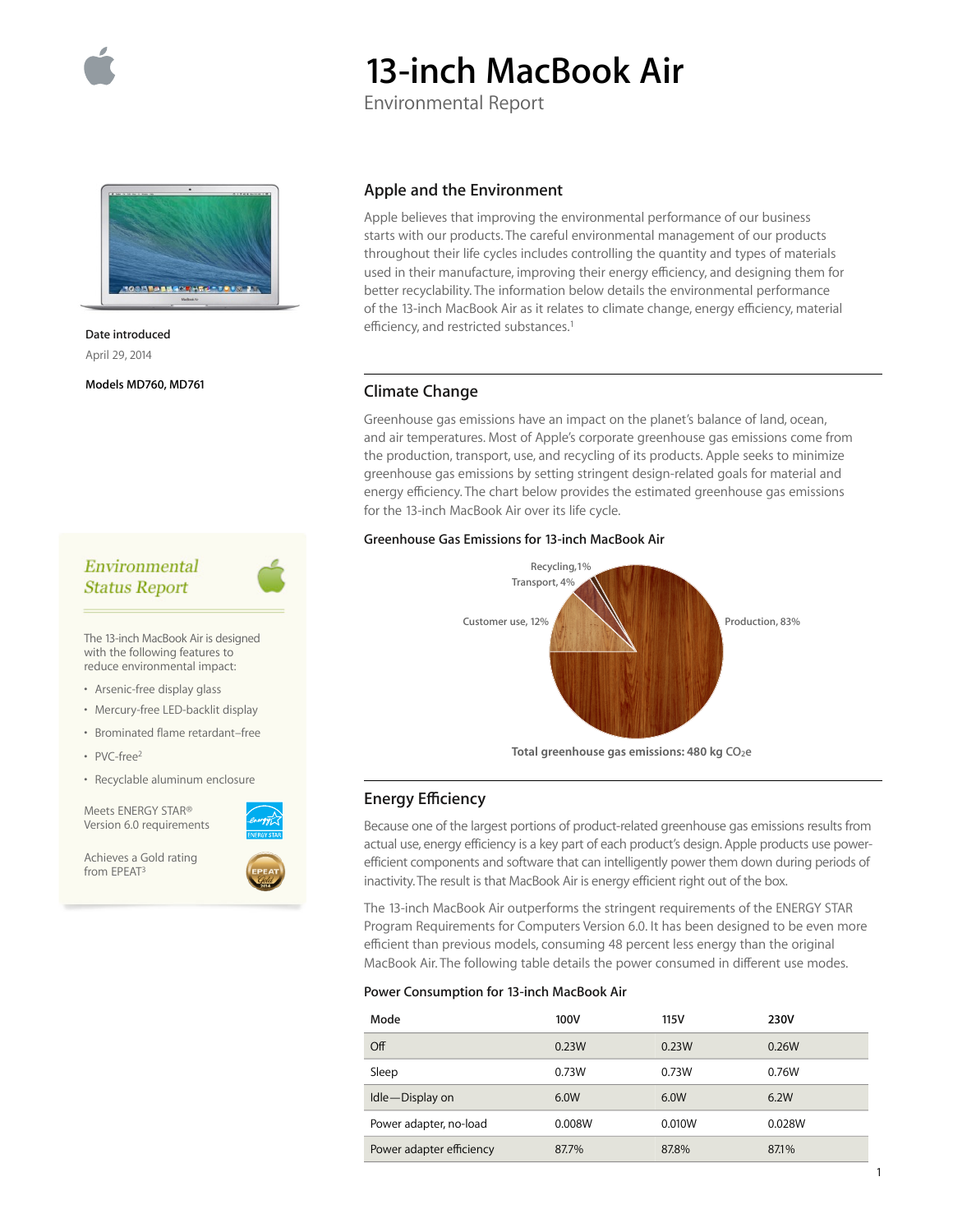# 13-inch MacBook Air

Environmental Report

**Date introduced**

April 29, 2014

**Models MD760, MD761**

## Apple and the Environment

Apple believes that improving the environmental performance of our business starts with our products. The careful environmental management of our products throughout their life cycles includes controlling the quantity and types of materials used in their manufacture, improving their energy efficiency, and designing them for better recyclability. The information below details the environmental performance of the 13-inch MacBook Air as it relates to climate change, energy efficiency, material efficiency, and restricted substances.[1]

*Environmental Status Report*

The 13-inch MacBook Air is designed with the following features to reduce environmental impact:

- Arsenic-free display glass
- Mercury-free LED-backlit display
- Brominated flame retardant–free
- PVC-free[2]
- Recyclable aluminum enclosure

Meets ENERGY STAR® Version 6.0 requirements

Achieves a Gold rating from EPEAT[3]

## Climate Change

Greenhouse gas emissions have an impact on the planet's balance of land, ocean, and air temperatures. Most of Apple's corporate greenhouse gas emissions come from the production, transport, use, and recycling of its products. Apple seeks to minimize greenhouse gas emissions by setting stringent design-related goals for material and energy efficiency. The chart below provides the estimated greenhouse gas emissions for the 13-inch MacBook Air over its life cycle.

**Greenhouse Gas Emissions for 13-inch MacBook Air**

Production, 83%; Customer use, 12%; Transport, 4%; Recycling, 1%

**Total greenhouse gas emissions: 480 kg $CO_2e$**

## Energy Efficiency

Because one of the largest portions of product-related greenhouse gas emissions results from actual use, energy efficiency is a key part of each product's design. Apple products use power-efficient components and software that can intelligently power them down during periods of inactivity. The result is that MacBook Air is energy efficient right out of the box.

The 13-inch MacBook Air outperforms the stringent requirements of the ENERGY STAR Program Requirements for Computers Version 6.0. It has been designed to be even more efficient than previous models, consuming 48 percent less energy than the original MacBook Air. The following table details the power consumed in different use modes.

**Power Consumption for 13-inch MacBook Air**

| Mode | 100V | 115V | 230V |
|---|---|---|---|
| Off | 0.23W | 0.23W | 0.26W |
| Sleep | 0.73W | 0.73W | 0.76W |
| Idle—Display on | 6.0W | 6.0W | 6.2W |
| Power adapter, no-load | 0.008W | 0.010W | 0.028W |
| Power adapter efficiency | 87.7% | 87.8% | 87.1% |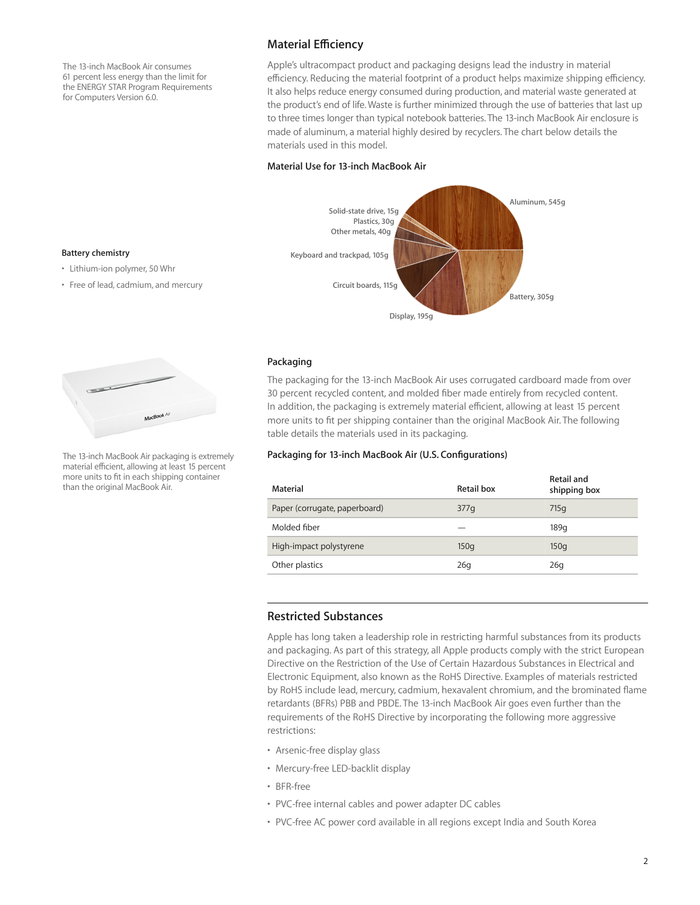The 13-inch MacBook Air consumes 61 percent less energy than the limit for the ENERGY STAR Program Requirements for Computers Version 6.0.

## Material Efficiency

Apple's ultracompact product and packaging designs lead the industry in material efficiency. Reducing the material footprint of a product helps maximize shipping efficiency. It also helps reduce energy consumed during production, and material waste generated at the product's end of life. Waste is further minimized through the use of batteries that last up to three times longer than typical notebook batteries. The 13-inch MacBook Air enclosure is made of aluminum, a material highly desired by recyclers. The chart below details the materials used in this model.

### Material Use for 13-inch MacBook Air

- Aluminum, 545g
- Battery, 305g
- Display, 195g
- Circuit boards, 115g
- Keyboard and trackpad, 105g
- Other metals, 40g
- Plastics, 30g
- Solid-state drive, 15g

### Battery chemistry

- Lithium-ion polymer, 50 Whr
- Free of lead, cadmium, and mercury

### Packaging

The packaging for the 13-inch MacBook Air uses corrugated cardboard made from over 30 percent recycled content, and molded fiber made entirely from recycled content. In addition, the packaging is extremely material efficient, allowing at least 15 percent more units to fit per shipping container than the original MacBook Air. The following table details the materials used in its packaging.

The 13-inch MacBook Air packaging is extremely material efficient, allowing at least 15 percent more units to fit in each shipping container than the original MacBook Air.

### Packaging for 13-inch MacBook Air (U.S. Configurations)

| Material | Retail box | Retail and shipping box |
|---|---|---|
| Paper (corrugate, paperboard) | 377g | 715g |
| Molded fiber | — | 189g |
| High-impact polystyrene | 150g | 150g |
| Other plastics | 26g | 26g |

## Restricted Substances

Apple has long taken a leadership role in restricting harmful substances from its products and packaging. As part of this strategy, all Apple products comply with the strict European Directive on the Restriction of the Use of Certain Hazardous Substances in Electrical and Electronic Equipment, also known as the RoHS Directive. Examples of materials restricted by RoHS include lead, mercury, cadmium, hexavalent chromium, and the brominated flame retardants (BFRs) PBB and PBDE. The 13-inch MacBook Air goes even further than the requirements of the RoHS Directive by incorporating the following more aggressive restrictions:

- Arsenic-free display glass
- Mercury-free LED-backlit display
- BFR-free
- PVC-free internal cables and power adapter DC cables
- PVC-free AC power cord available in all regions except India and South Korea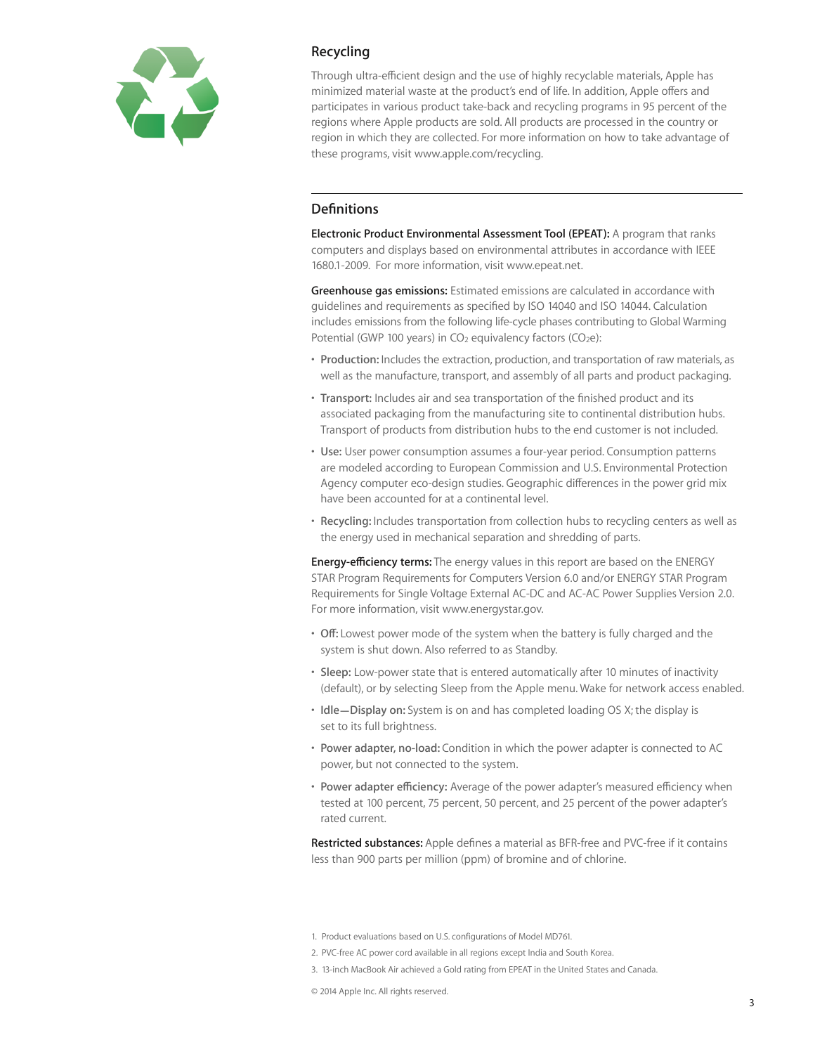## Recycling

Through ultra-efficient design and the use of highly recyclable materials, Apple has minimized material waste at the product's end of life. In addition, Apple offers and participates in various product take-back and recycling programs in 95 percent of the regions where Apple products are sold. All products are processed in the country or region in which they are collected. For more information on how to take advantage of these programs, visit www.apple.com/recycling.

## Definitions

**Electronic Product Environmental Assessment Tool (EPEAT):** A program that ranks computers and displays based on environmental attributes in accordance with IEEE 1680.1-2009. For more information, visit www.epeat.net.

**Greenhouse gas emissions:** Estimated emissions are calculated in accordance with guidelines and requirements as specified by ISO 14040 and ISO 14044. Calculation includes emissions from the following life-cycle phases contributing to Global Warming Potential (GWP 100 years) in $CO_2$ equivalency factors ($CO_2e$):

- **Production:** Includes the extraction, production, and transportation of raw materials, as well as the manufacture, transport, and assembly of all parts and product packaging.
- **Transport:** Includes air and sea transportation of the finished product and its associated packaging from the manufacturing site to continental distribution hubs. Transport of products from distribution hubs to the end customer is not included.
- **Use:** User power consumption assumes a four-year period. Consumption patterns are modeled according to European Commission and U.S. Environmental Protection Agency computer eco-design studies. Geographic differences in the power grid mix have been accounted for at a continental level.
- **Recycling:** Includes transportation from collection hubs to recycling centers as well as the energy used in mechanical separation and shredding of parts.

**Energy-efficiency terms:** The energy values in this report are based on the ENERGY STAR Program Requirements for Computers Version 6.0 and/or ENERGY STAR Program Requirements for Single Voltage External AC-DC and AC-AC Power Supplies Version 2.0. For more information, visit www.energystar.gov.

- **Off:** Lowest power mode of the system when the battery is fully charged and the system is shut down. Also referred to as Standby.
- **Sleep:** Low-power state that is entered automatically after 10 minutes of inactivity (default), or by selecting Sleep from the Apple menu. Wake for network access enabled.
- **Idle—Display on:** System is on and has completed loading OS X; the display is set to its full brightness.
- **Power adapter, no-load:** Condition in which the power adapter is connected to AC power, but not connected to the system.
- **Power adapter efficiency:** Average of the power adapter's measured efficiency when tested at 100 percent, 75 percent, 50 percent, and 25 percent of the power adapter's rated current.

**Restricted substances:** Apple defines a material as BFR-free and PVC-free if it contains less than 900 parts per million (ppm) of bromine and of chlorine.

1. Product evaluations based on U.S. configurations of Model MD761.
2. PVC-free AC power cord available in all regions except India and South Korea.
3. 13-inch MacBook Air achieved a Gold rating from EPEAT in the United States and Canada.

© 2014 Apple Inc. All rights reserved.